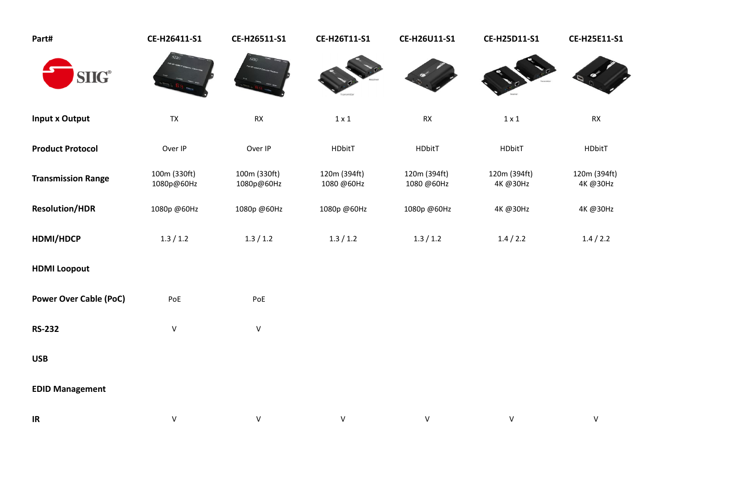| Part# | CE-H26411-S1 | CE-H26511-S1 | CE-H26T11-S1 | CE-H26U11-S1 | CE-H25D11-S1 | CE-H25E11-S1 |
|---|---|---|---|---|---|---|
| SIIG® | | | | | | |
| **Input x Output** | TX | RX | 1 x 1 | RX | 1 x 1 | RX |
| **Product Protocol** | Over IP | Over IP | HDbitT | HDbitT | HDbitT | HDbitT |
| **Transmission Range** | 100m (330ft) 1080p@60Hz | 100m (330ft) 1080p@60Hz | 120m (394ft) 1080 @60Hz | 120m (394ft) 1080 @60Hz | 120m (394ft) 4K @30Hz | 120m (394ft) 4K @30Hz |
| **Resolution/HDR** | 1080p @60Hz | 1080p @60Hz | 1080p @60Hz | 1080p @60Hz | 4K @30Hz | 4K @30Hz |
| **HDMI/HDCP** | 1.3 / 1.2 | 1.3 / 1.2 | 1.3 / 1.2 | 1.3 / 1.2 | 1.4 / 2.2 | 1.4 / 2.2 |
| **HDMI Loopout** | | | | | | |
| **Power Over Cable (PoC)** | PoE | PoE | | | | |
| **RS-232** | V | V | | | | |
| **USB** | | | | | | |
| **EDID Management** | | | | | | |
| **IR** | V | V | V | V | V | V |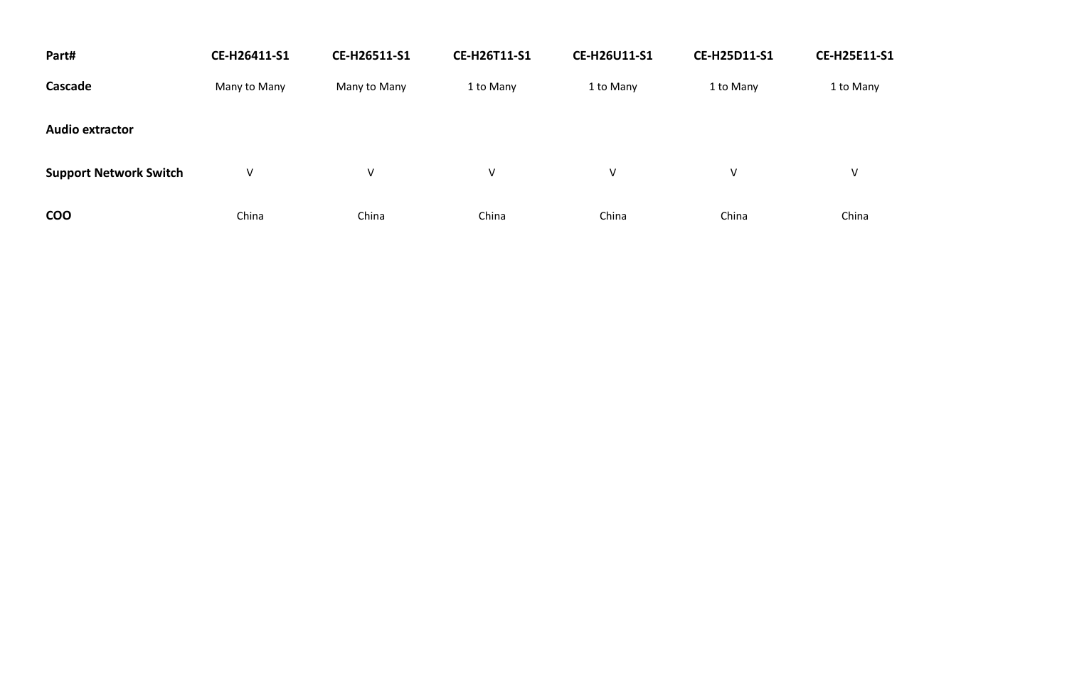| Part# | CE-H26411-S1 | CE-H26511-S1 | CE-H26T11-S1 | CE-H26U11-S1 | CE-H25D11-S1 | CE-H25E11-S1 |
| --- | --- | --- | --- | --- | --- | --- |
| Cascade | Many to Many | Many to Many | 1 to Many | 1 to Many | 1 to Many | 1 to Many |
| Audio extractor | | | | | | |
| Support Network Switch | V | V | V | V | V | V |
| COO | China | China | China | China | China | China |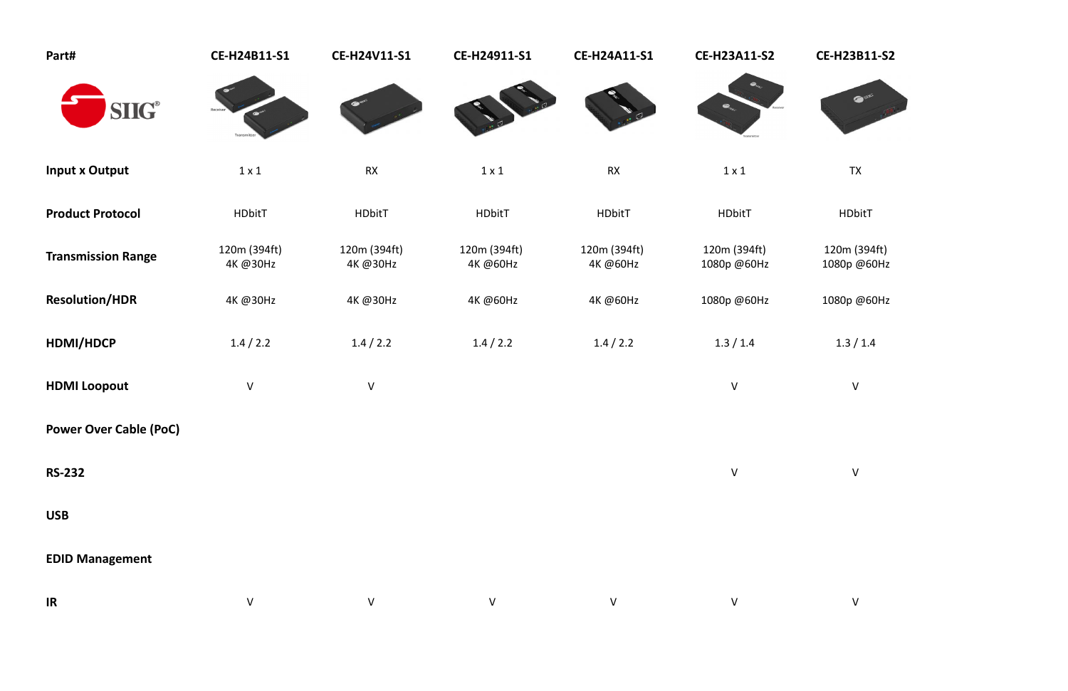| Part# | CE-H24B11-S1 | CE-H24V11-S1 | CE-H24911-S1 | CE-H24A11-S1 | CE-H23A11-S2 | CE-H23B11-S2 |
|---|---|---|---|---|---|---|
| Input x Output | 1 x 1 | RX | 1 x 1 | RX | 1 x 1 | TX |
| Product Protocol | HDbitT | HDbitT | HDbitT | HDbitT | HDbitT | HDbitT |
| Transmission Range | 120m (394ft) 4K @30Hz | 120m (394ft) 4K @30Hz | 120m (394ft) 4K @60Hz | 120m (394ft) 4K @60Hz | 120m (394ft) 1080p @60Hz | 120m (394ft) 1080p @60Hz |
| Resolution/HDR | 4K @30Hz | 4K @30Hz | 4K @60Hz | 4K @60Hz | 1080p @60Hz | 1080p @60Hz |
| HDMI/HDCP | 1.4 / 2.2 | 1.4 / 2.2 | 1.4 / 2.2 | 1.4 / 2.2 | 1.3 / 1.4 | 1.3 / 1.4 |
| HDMI Loopout | V | V | | | V | V |
| Power Over Cable (PoC) | | | | | | |
| RS-232 | | | | | V | V |
| USB | | | | | | |
| EDID Management | | | | | | |
| IR | V | V | V | V | V | V |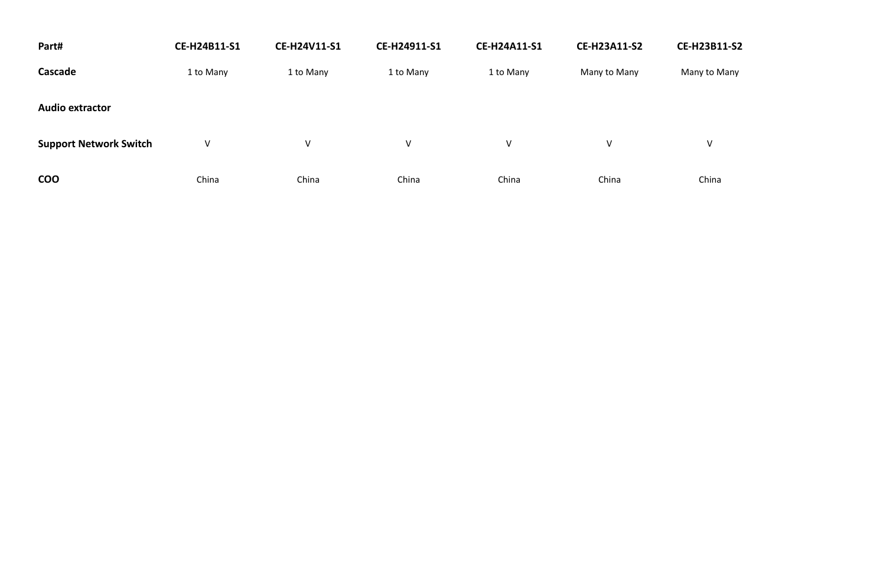| Part# | CE-H24B11-S1 | CE-H24V11-S1 | CE-H24911-S1 | CE-H24A11-S1 | CE-H23A11-S2 | CE-H23B11-S2 |
| --- | --- | --- | --- | --- | --- | --- |
| Cascade | 1 to Many | 1 to Many | 1 to Many | 1 to Many | Many to Many | Many to Many |
| Audio extractor | | | | | | |
| Support Network Switch | V | V | V | V | V | V |
| COO | China | China | China | China | China | China |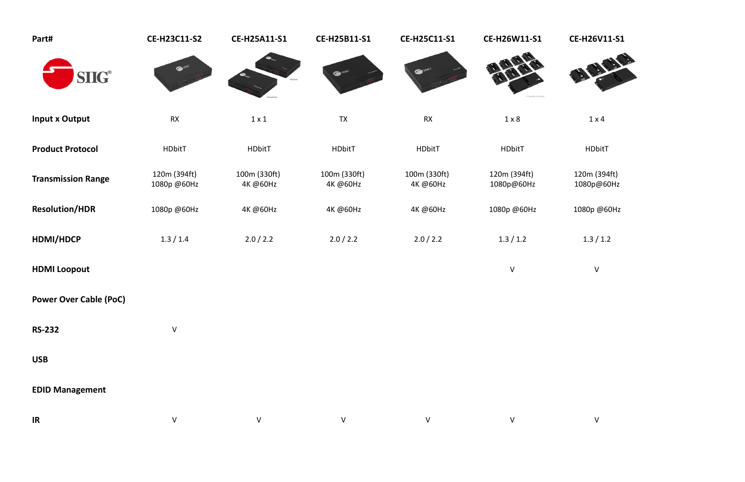| Part# | CE-H23C11-S2 | CE-H25A11-S1 | CE-H25B11-S1 | CE-H25C11-S1 | CE-H26W11-S1 | CE-H26V11-S1 |
|---|---|---|---|---|---|---|
| Input x Output | RX | 1 x 1 | TX | RX | 1 x 8 | 1 x 4 |
| Product Protocol | HDbitT | HDbitT | HDbitT | HDbitT | HDbitT | HDbitT |
| Transmission Range | 120m (394ft) 1080p @60Hz | 100m (330ft) 4K @60Hz | 100m (330ft) 4K @60Hz | 100m (330ft) 4K @60Hz | 120m (394ft) 1080p@60Hz | 120m (394ft) 1080p@60Hz |
| Resolution/HDR | 1080p @60Hz | 4K @60Hz | 4K @60Hz | 4K @60Hz | 1080p @60Hz | 1080p @60Hz |
| HDMI/HDCP | 1.3 / 1.4 | 2.0 / 2.2 | 2.0 / 2.2 | 2.0 / 2.2 | 1.3 / 1.2 | 1.3 / 1.2 |
| HDMI Loopout | | | | | V | V |
| Power Over Cable (PoC) | | | | | | |
| RS-232 | V | | | | | |
| USB | | | | | | |
| EDID Management | | | | | | |
| IR | V | V | V | V | V | V |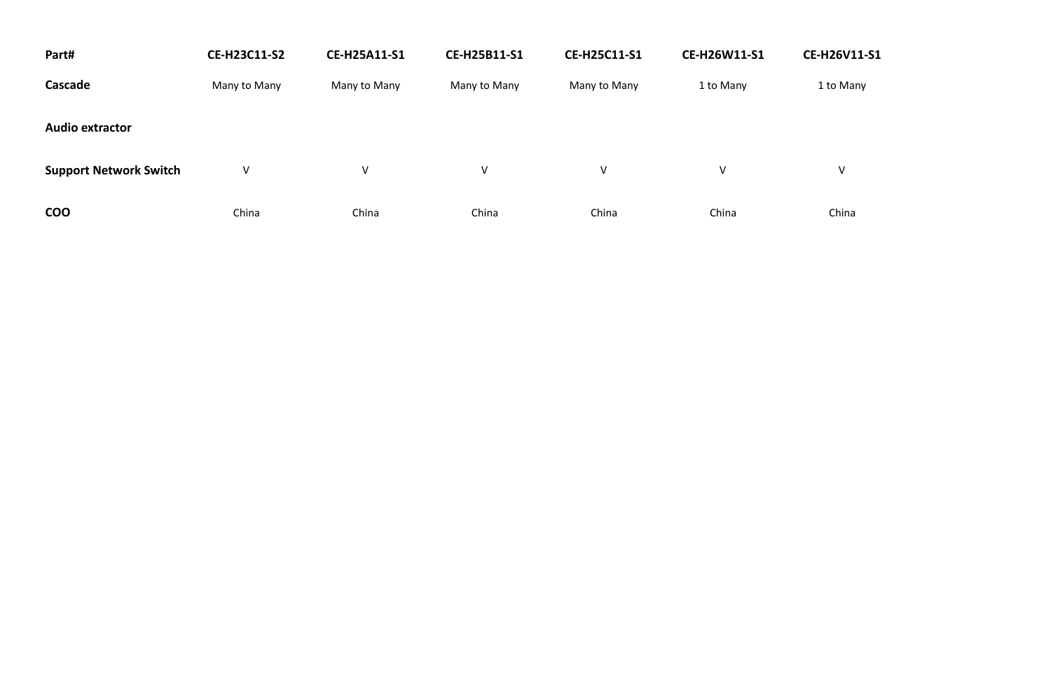| Part# | CE-H23C11-S2 | CE-H25A11-S1 | CE-H25B11-S1 | CE-H25C11-S1 | CE-H26W11-S1 | CE-H26V11-S1 |
| --- | --- | --- | --- | --- | --- | --- |
| Cascade | Many to Many | Many to Many | Many to Many | Many to Many | 1 to Many | 1 to Many |
| Audio extractor | | | | | | |
| Support Network Switch | V | V | V | V | V | V |
| COO | China | China | China | China | China | China |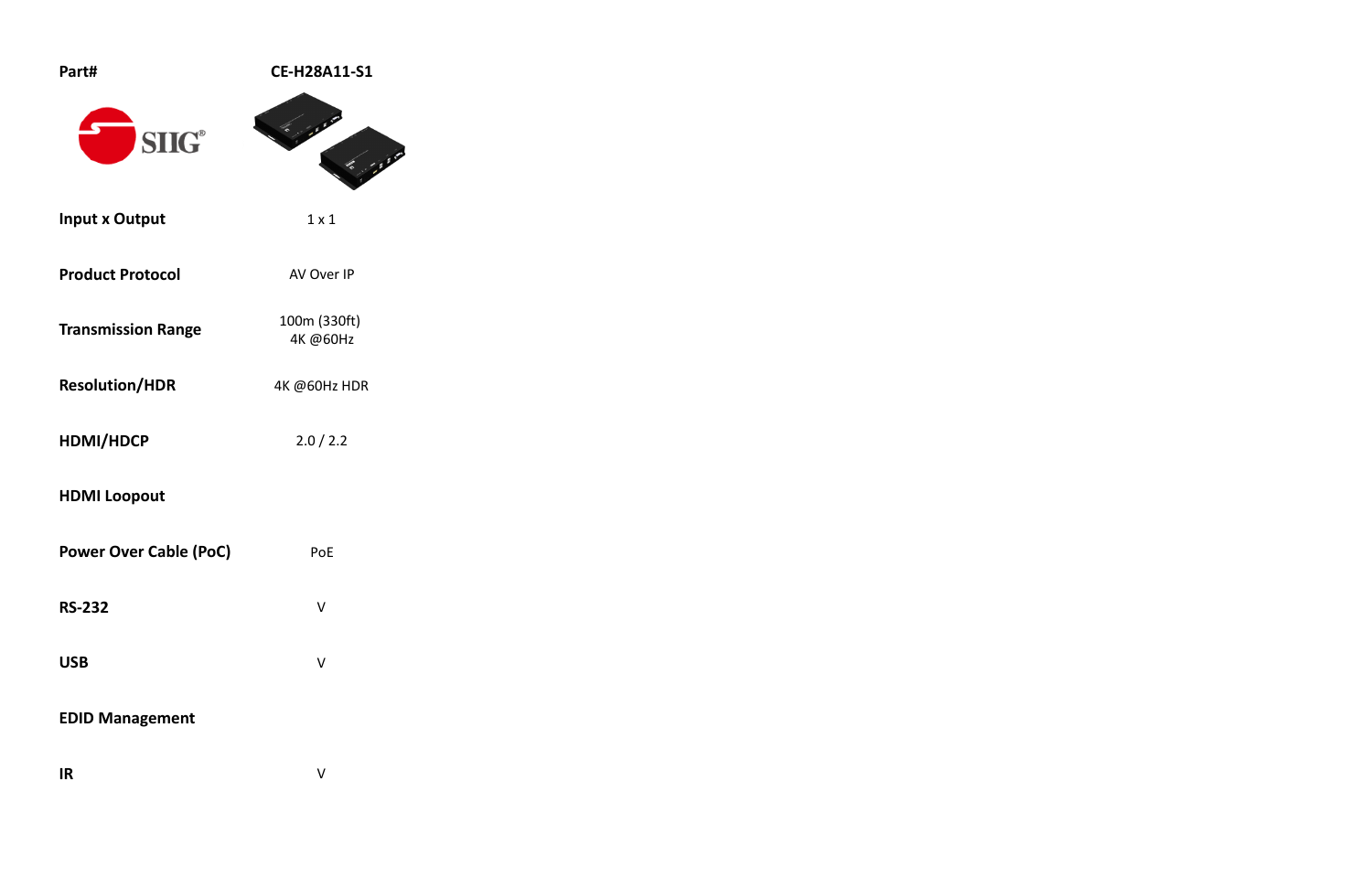| Part# | CE-H28A11-S1 |
| --- | --- |
| Input x Output | 1 x 1 |
| Product Protocol | AV Over IP |
| Transmission Range | 100m (330ft)<br>4K @60Hz |
| Resolution/HDR | 4K @60Hz HDR |
| HDMI/HDCP | 2.0 / 2.2 |
| HDMI Loopout | |
| Power Over Cable (PoC) | PoE |
| RS-232 | V |
| USB | V |
| EDID Management | |
| IR | V |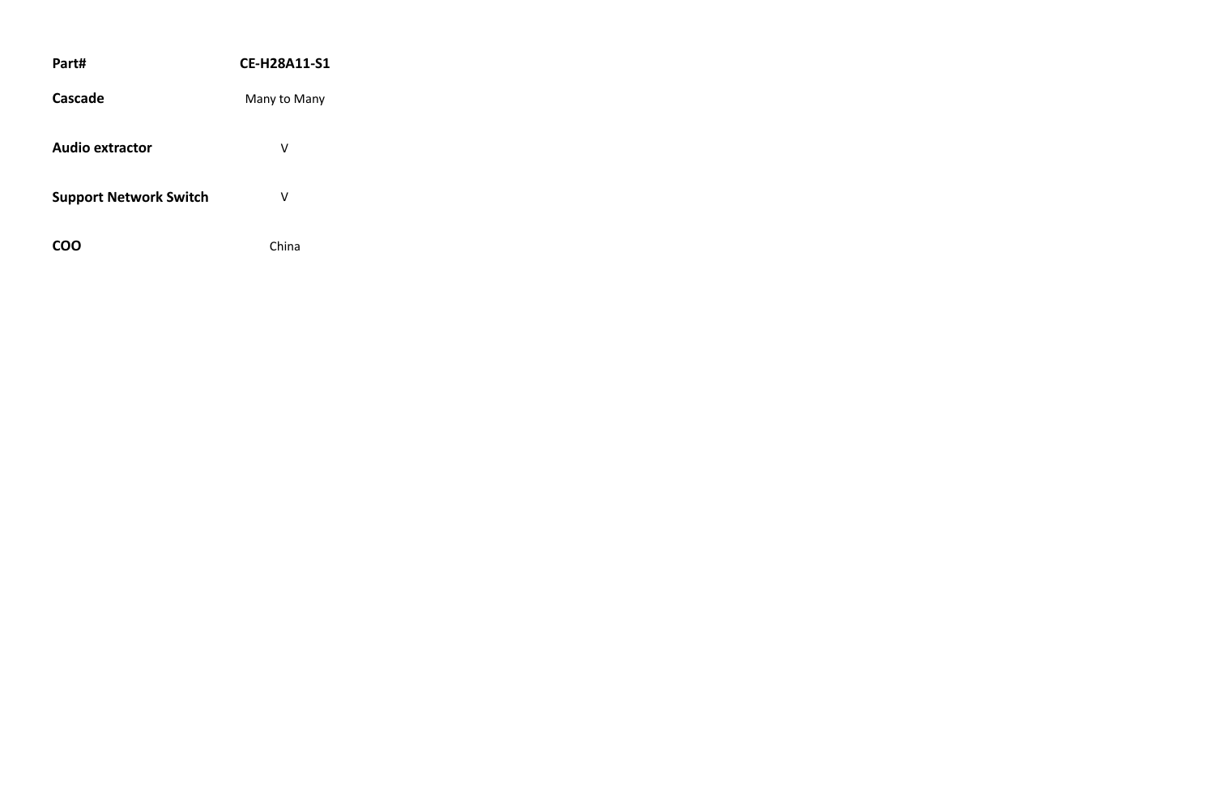| | |
|---|---|
| **Part#** | **CE-H28A11-S1** |
| **Cascade** | Many to Many |
| **Audio extractor** | V |
| **Support Network Switch** | V |
| **COO** | China |